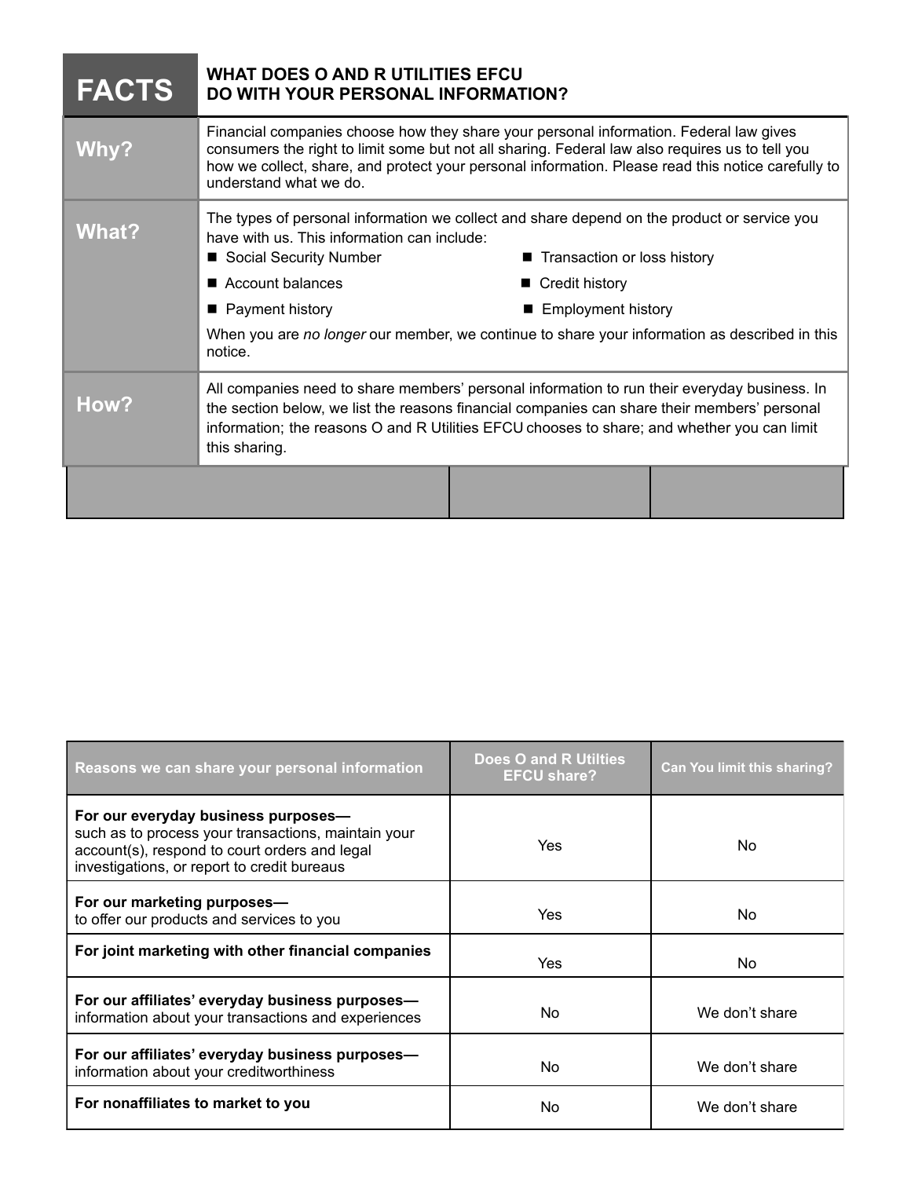| FACTS | WHAT DOES O AND R UTILITIES EFCU DO WITH YOUR PERSONAL INFORMATION? |
|---|---|
| **Why?** | Financial companies choose how they share your personal information. Federal law gives consumers the right to limit some but not all sharing. Federal law also requires us to tell you how we collect, share, and protect your personal information. Please read this notice carefully to understand what we do. |
| **What?** | The types of personal information we collect and share depend on the product or service you have with us. This information can include:<br>■ Social Security Number<br>■ Account balances<br>■ Payment history<br>■ Transaction or loss history<br>■ Credit history<br>■ Employment history<br>When you are *no longer* our member, we continue to share your information as described in this notice. |
| **How?** | All companies need to share members' personal information to run their everyday business. In the section below, we list the reasons financial companies can share their members' personal information; the reasons O and R Utilities EFCU chooses to share; and whether you can limit this sharing. |

| Reasons we can share your personal information | Does O and R Utilties EFCU share? | Can You limit this sharing? |
|---|---|---|
| **For our everyday business purposes—** such as to process your transactions, maintain your account(s), respond to court orders and legal investigations, or report to credit bureaus | Yes | No |
| **For our marketing purposes—** to offer our products and services to you | Yes | No |
| **For joint marketing with other financial companies** | Yes | No |
| **For our affiliates' everyday business purposes—** information about your transactions and experiences | No | We don't share |
| **For our affiliates' everyday business purposes—** information about your creditworthiness | No | We don't share |
| **For nonaffiliates to market to you** | No | We don't share |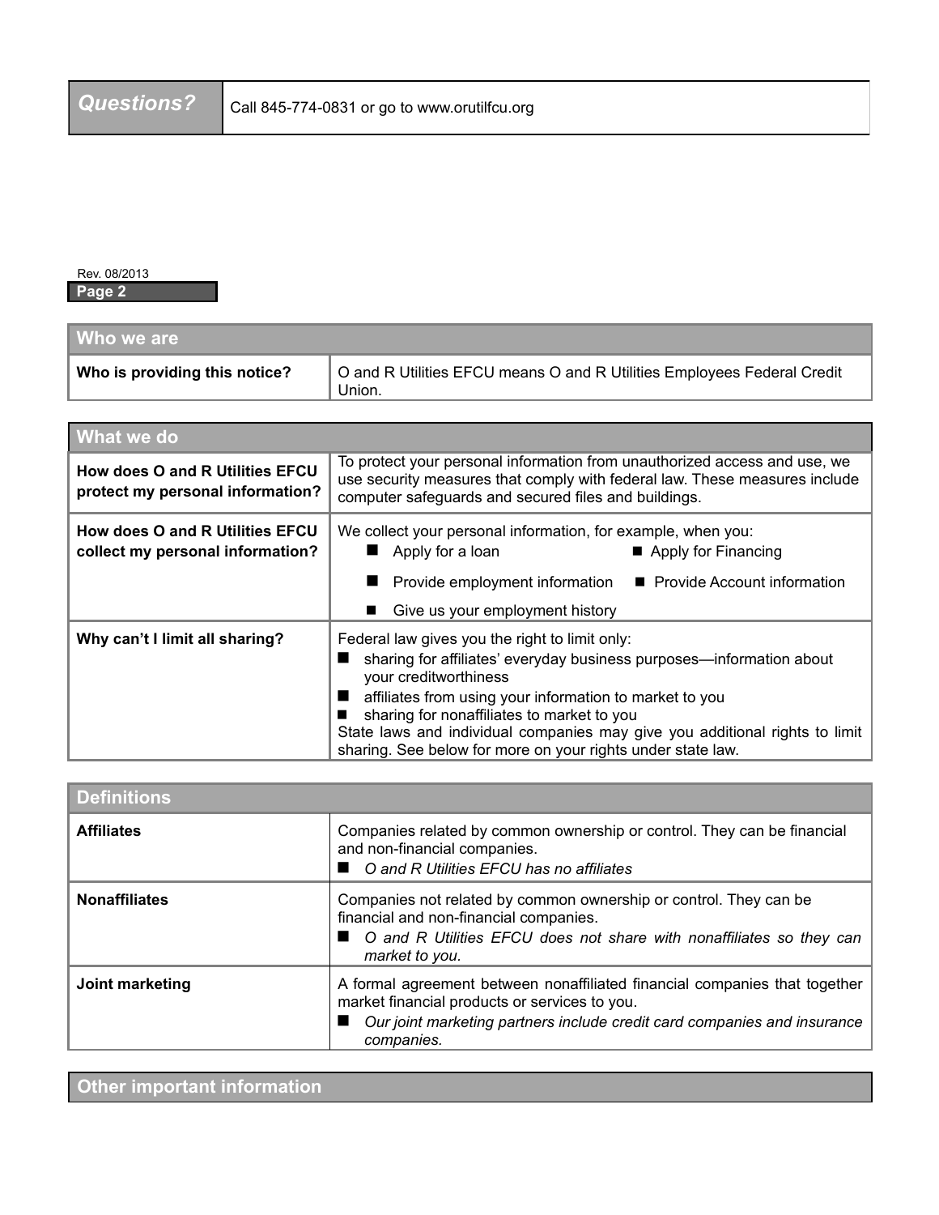| Questions? | Call 845-774-0831 or go to www.orutilfcu.org |
|---|---|

Rev. 08/2013

| Who we are | |
|---|---|
| **Who is providing this notice?** | O and R Utilities EFCU means O and R Utilities Employees Federal Credit Union. |

| What we do | |
|---|---|
| **How does O and R Utilities EFCU protect my personal information?** | To protect your personal information from unauthorized access and use, we use security measures that comply with federal law. These measures include computer safeguards and secured files and buildings. |
| **How does O and R Utilities EFCU collect my personal information?** | We collect your personal information, for example, when you: ■ Apply for a loan ■ Apply for Financing ■ Provide employment information ■ Provide Account information ■ Give us your employment history |
| **Why can't I limit all sharing?** | Federal law gives you the right to limit only: ■ sharing for affiliates' everyday business purposes—information about your creditworthiness ■ affiliates from using your information to market to you ■ sharing for nonaffiliates to market to you State laws and individual companies may give you additional rights to limit sharing. See below for more on your rights under state law. |

| Definitions | |
|---|---|
| **Affiliates** | Companies related by common ownership or control. They can be financial and non-financial companies. ■ *O and R Utilities EFCU has no affiliates* |
| **Nonaffiliates** | Companies not related by common ownership or control. They can be financial and non-financial companies. ■ *O and R Utilities EFCU does not share with nonaffiliates so they can market to you.* |
| **Joint marketing** | A formal agreement between nonaffiliated financial companies that together market financial products or services to you. ■ *Our joint marketing partners include credit card companies and insurance companies.* |

## Other important information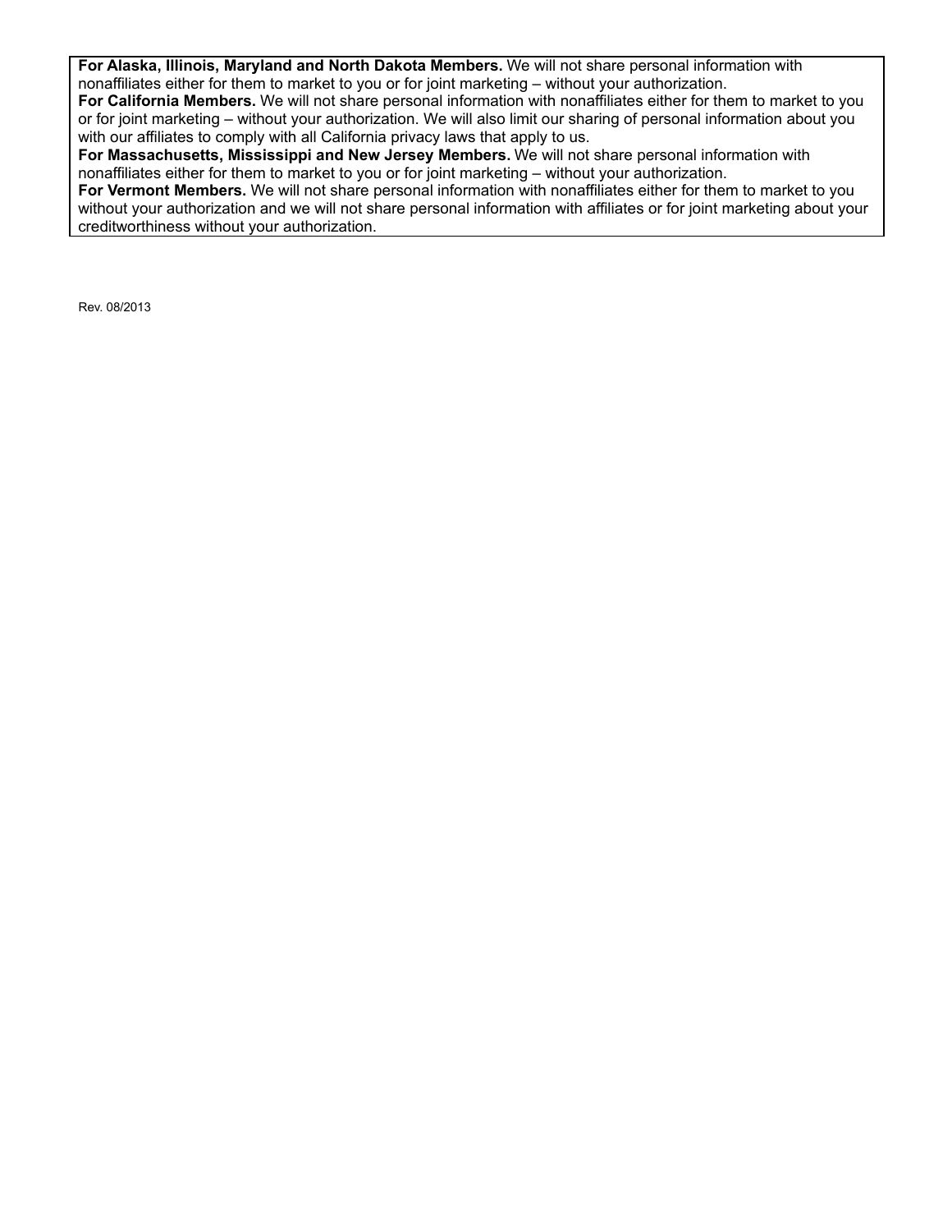**For Alaska, Illinois, Maryland and North Dakota Members.** We will not share personal information with nonaffiliates either for them to market to you or for joint marketing – without your authorization.

**For California Members.** We will not share personal information with nonaffiliates either for them to market to you or for joint marketing – without your authorization. We will also limit our sharing of personal information about you with our affiliates to comply with all California privacy laws that apply to us.

**For Massachusetts, Mississippi and New Jersey Members.** We will not share personal information with nonaffiliates either for them to market to you or for joint marketing – without your authorization.

**For Vermont Members.** We will not share personal information with nonaffiliates either for them to market to you without your authorization and we will not share personal information with affiliates or for joint marketing about your creditworthiness without your authorization.

Rev. 08/2013